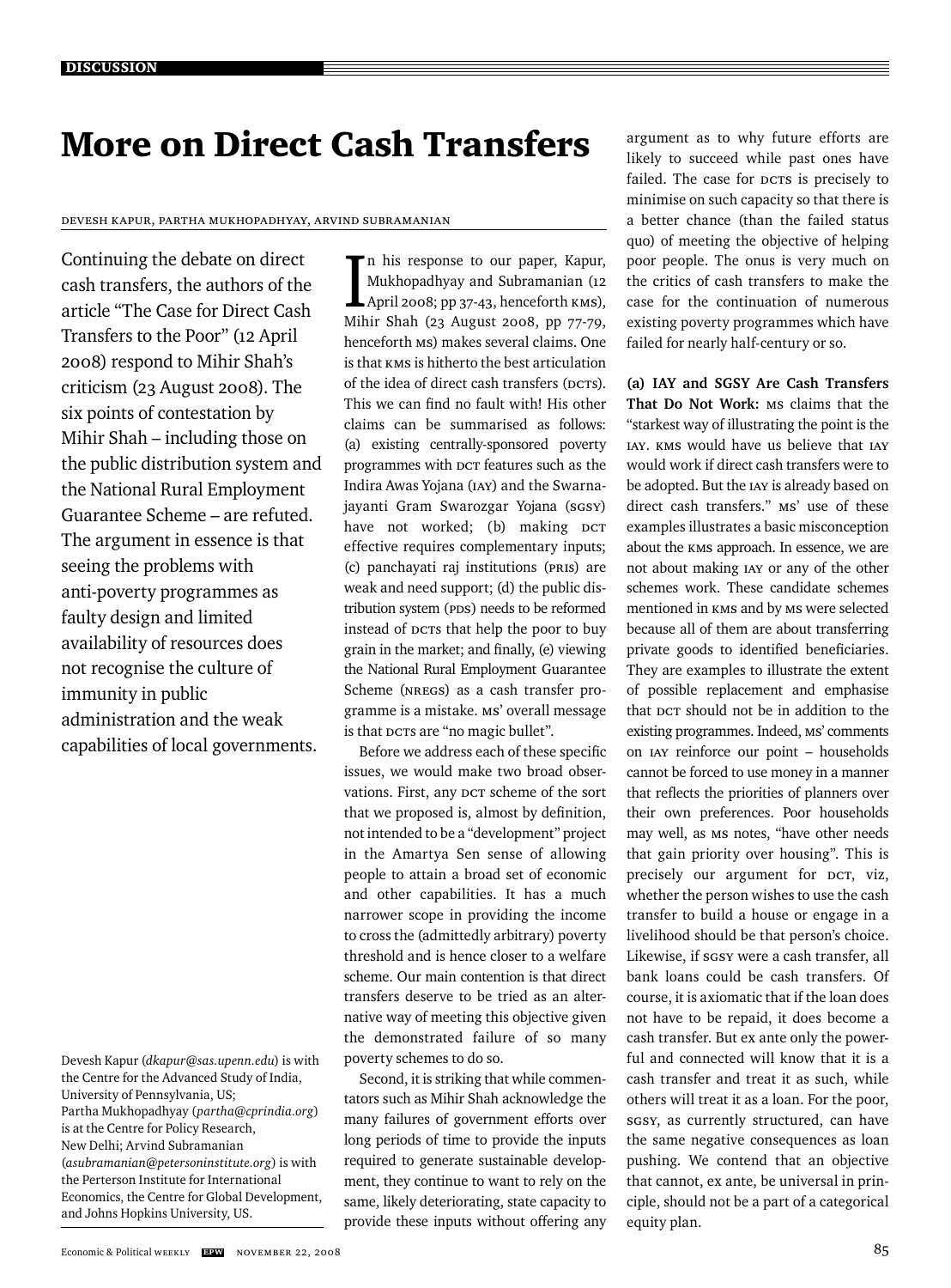# More on Direct Cash Transfers

Devesh Kapur, Partha Mukhopadhyay, Arvind Subramanian

Continuing the debate on direct cash transfers, the authors of the article "The Case for Direct Cash Transfers to the Poor" (12 April 2008) respond to Mihir Shah's criticism (23 August 2008). The six points of contestation by Mihir Shah – including those on the public distribution system and the National Rural Employment Guarantee Scheme – are refuted. The argument in essence is that seeing the problems with anti-poverty programmes as faulty design and limited availability of resources does not recognise the culture of immunity in public administration and the weak capabilities of local governments.

Devesh Kapur (*dkapur@sas.upenn.edu*) is with the Centre for the Advanced Study of India, University of Pennsylvania, US; Partha Mukhopadhyay (*partha@cprindia.org*) is at the Centre for Policy Research, New Delhi; Arvind Subramanian (*asubramanian@petersoninstitute.org*) is with the Perterson Institute for International Economics, the Centre for Global Development, and Johns Hopkins University, US.

In his response to our paper, Kapur, Mukhopadhyay and Subramanian (12 April 2008; pp 37-43, henceforth KMS), Mihir Shah (23 August 2008, pp 77-79, henceforth MS) makes several claims. One is that KMS is hitherto the best articulation of the idea of direct cash transfers (DCTs). This we can find no fault with! His other claims can be summarised as follows: (a) existing centrally-sponsored poverty programmes with DCT features such as the Indira Awas Yojana (IAY) and the Swarnajayanti Gram Swarozgar Yojana (SGSY) have not worked; (b) making DCT effective requires complementary inputs; (c) panchayati raj institutions (PRIs) are weak and need support; (d) the public distribution system (PDS) needs to be reformed instead of DCTs that help the poor to buy grain in the market; and finally, (e) viewing the National Rural Employment Guarantee Scheme (NREGS) as a cash transfer programme is a mistake. MS' overall message is that DCTs are "no magic bullet".

Before we address each of these specific issues, we would make two broad observations. First, any DCT scheme of the sort that we proposed is, almost by definition, not intended to be a "development" project in the Amartya Sen sense of allowing people to attain a broad set of economic and other capabilities. It has a much narrower scope in providing the income to cross the (admittedly arbitrary) poverty threshold and is hence closer to a welfare scheme. Our main contention is that direct transfers deserve to be tried as an alternative way of meeting this objective given the demonstrated failure of so many poverty schemes to do so.

Second, it is striking that while commentators such as Mihir Shah acknowledge the many failures of government efforts over long periods of time to provide the inputs required to generate sustainable development, they continue to want to rely on the same, likely deteriorating, state capacity to provide these inputs without offering any argument as to why future efforts are likely to succeed while past ones have failed. The case for DCTs is precisely to minimise on such capacity so that there is a better chance (than the failed status quo) of meeting the objective of helping poor people. The onus is very much on the critics of cash transfers to make the case for the continuation of numerous existing poverty programmes which have failed for nearly half-century or so.

**(a) IAY and SGSY Are Cash Transfers That Do Not Work:** MS claims that the "starkest way of illustrating the point is the IAY. KMS would have us believe that IAY would work if direct cash transfers were to be adopted. But the IAY is already based on direct cash transfers." MS' use of these examples illustrates a basic misconception about the KMS approach. In essence, we are not about making IAY or any of the other schemes work. These candidate schemes mentioned in KMS and by MS were selected because all of them are about transferring private goods to identified beneficiaries. They are examples to illustrate the extent of possible replacement and emphasise that DCT should not be in addition to the existing programmes. Indeed, MS' comments on IAY reinforce our point – households cannot be forced to use money in a manner that reflects the priorities of planners over their own preferences. Poor households may well, as MS notes, "have other needs that gain priority over housing". This is precisely our argument for DCT, viz, whether the person wishes to use the cash transfer to build a house or engage in a livelihood should be that person's choice. Likewise, if SGSY were a cash transfer, all bank loans could be cash transfers. Of course, it is axiomatic that if the loan does not have to be repaid, it does become a cash transfer. But ex ante only the powerful and connected will know that it is a cash transfer and treat it as such, while others will treat it as a loan. For the poor, SGSY, as currently structured, can have the same negative consequences as loan pushing. We contend that an objective that cannot, ex ante, be universal in principle, should not be a part of a categorical equity plan.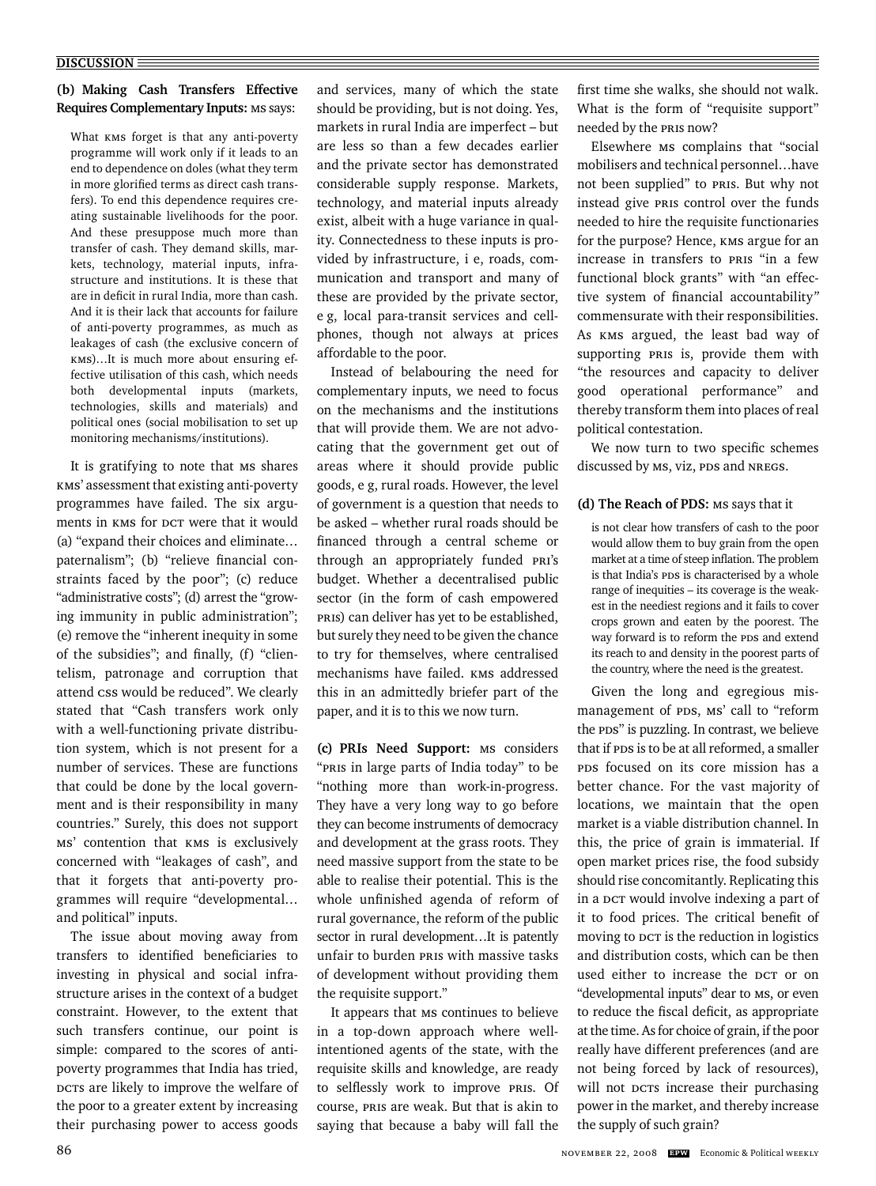**(b) Making Cash Transfers Effective Requires Complementary Inputs:** MS says:

> What KMS forget is that any anti-poverty programme will work only if it leads to an end to dependence on doles (what they term in more glorified terms as direct cash transfers). To end this dependence requires creating sustainable livelihoods for the poor. And these presuppose much more than transfer of cash. They demand skills, markets, technology, material inputs, infrastructure and institutions. It is these that are in deficit in rural India, more than cash. And it is their lack that accounts for failure of anti-poverty programmes, as much as leakages of cash (the exclusive concern of KMS)…It is much more about ensuring effective utilisation of this cash, which needs both developmental inputs (markets, technologies, skills and materials) and political ones (social mobilisation to set up monitoring mechanisms/institutions).

It is gratifying to note that MS shares KMS' assessment that existing anti-poverty programmes have failed. The six arguments in KMS for DCT were that it would (a) "expand their choices and eliminate… paternalism"; (b) "relieve financial constraints faced by the poor"; (c) reduce "administrative costs"; (d) arrest the "growing immunity in public administration"; (e) remove the "inherent inequity in some of the subsidies"; and finally, (f) "clientelism, patronage and corruption that attend CSS would be reduced". We clearly stated that "Cash transfers work only with a well-functioning private distribution system, which is not present for a number of services. These are functions that could be done by the local government and is their responsibility in many countries." Surely, this does not support MS' contention that KMS is exclusively concerned with "leakages of cash", and that it forgets that anti-poverty programmes will require "developmental… and political" inputs.

The issue about moving away from transfers to identified beneficiaries to investing in physical and social infrastructure arises in the context of a budget constraint. However, to the extent that such transfers continue, our point is simple: compared to the scores of anti-poverty programmes that India has tried, DCTs are likely to improve the welfare of the poor to a greater extent by increasing their purchasing power to access goods and services, many of which the state should be providing, but is not doing. Yes, markets in rural India are imperfect – but are less so than a few decades earlier and the private sector has demonstrated considerable supply response. Markets, technology, and material inputs already exist, albeit with a huge variance in quality. Connectedness to these inputs is provided by infrastructure, i e, roads, communication and transport and many of these are provided by the private sector, e g, local para-transit services and cellphones, though not always at prices affordable to the poor.

Instead of belabouring the need for complementary inputs, we need to focus on the mechanisms and the institutions that will provide them. We are not advocating that the government get out of areas where it should provide public goods, e g, rural roads. However, the level of government is a question that needs to be asked – whether rural roads should be financed through a central scheme or through an appropriately funded PRI's budget. Whether a decentralised public sector (in the form of cash empowered PRIs) can deliver has yet to be established, but surely they need to be given the chance to try for themselves, where centralised mechanisms have failed. KMS addressed this in an admittedly briefer part of the paper, and it is to this we now turn.

**(c) PRIs Need Support:** MS considers "PRIs in large parts of India today" to be "nothing more than work-in-progress. They have a very long way to go before they can become instruments of democracy and development at the grass roots. They need massive support from the state to be able to realise their potential. This is the whole unfinished agenda of reform of rural governance, the reform of the public sector in rural development…It is patently unfair to burden PRIs with massive tasks of development without providing them the requisite support."

It appears that MS continues to believe in a top-down approach where well-intentioned agents of the state, with the requisite skills and knowledge, are ready to selflessly work to improve PRIs. Of course, PRIs are weak. But that is akin to saying that because a baby will fall the first time she walks, she should not walk. What is the form of "requisite support" needed by the PRIs now?

Elsewhere MS complains that "social mobilisers and technical personnel…have not been supplied" to PRIs. But why not instead give PRIs control over the funds needed to hire the requisite functionaries for the purpose? Hence, KMS argue for an increase in transfers to PRIs "in a few functional block grants" with "an effective system of financial accountability" commensurate with their responsibilities. As KMS argued, the least bad way of supporting PRIs is, provide them with "the resources and capacity to deliver good operational performance" and thereby transform them into places of real political contestation.

We now turn to two specific schemes discussed by MS, viz, PDS and NREGS.

**(d) The Reach of PDS:** MS says that it

> is not clear how transfers of cash to the poor would allow them to buy grain from the open market at a time of steep inflation. The problem is that India's PDS is characterised by a whole range of inequities – its coverage is the weakest in the neediest regions and it fails to cover crops grown and eaten by the poorest. The way forward is to reform the PDS and extend its reach to and density in the poorest parts of the country, where the need is the greatest.

Given the long and egregious mismanagement of PDS, MS' call to "reform the PDS" is puzzling. In contrast, we believe that if PDS is to be at all reformed, a smaller PDS focused on its core mission has a better chance. For the vast majority of locations, we maintain that the open market is a viable distribution channel. In this, the price of grain is immaterial. If open market prices rise, the food subsidy should rise concomitantly. Replicating this in a DCT would involve indexing a part of it to food prices. The critical benefit of moving to DCT is the reduction in logistics and distribution costs, which can be then used either to increase the DCT or on "developmental inputs" dear to MS, or even to reduce the fiscal deficit, as appropriate at the time. As for choice of grain, if the poor really have different preferences (and are not being forced by lack of resources), will not DCTs increase their purchasing power in the market, and thereby increase the supply of such grain?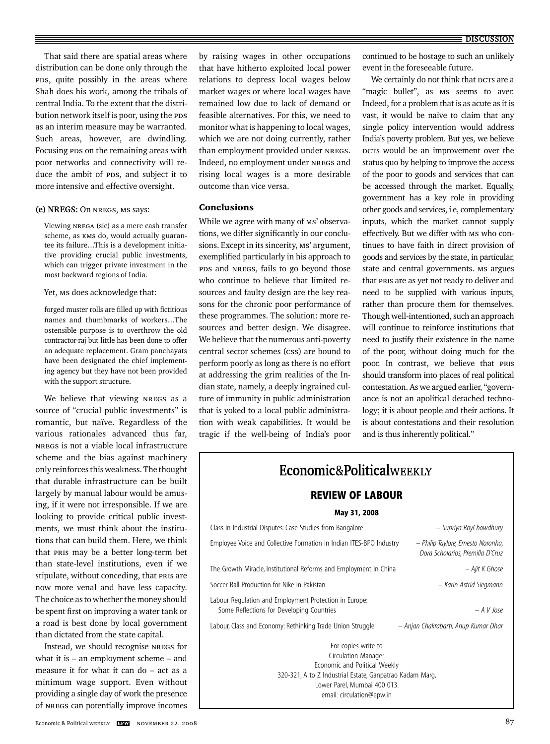That said there are spatial areas where distribution can be done only through the PDS, quite possibly in the areas where Shah does his work, among the tribals of central India. To the extent that the distribution network itself is poor, using the PDS as an interim measure may be warranted. Such areas, however, are dwindling. Focusing PDS on the remaining areas with poor networks and connectivity will reduce the ambit of PDS, and subject it to more intensive and effective oversight.

**(e) NREGS:** On NREGS, MS says:

> Viewing NREGA (sic) as a mere cash transfer scheme, as KMS do, would actually guarantee its failure...This is a development initiative providing crucial public investments, which can trigger private investment in the most backward regions of India.

Yet, MS does acknowledge that:

> forged muster rolls are filled up with fictitious names and thumbmarks of workers...The ostensible purpose is to overthrow the old contractor-raj but little has been done to offer an adequate replacement. Gram panchayats have been designated the chief implementing agency but they have not been provided with the support structure.

We believe that viewing NREGS as a source of "crucial public investments" is romantic, but naïve. Regardless of the various rationales advanced thus far, NREGS is not a viable local infrastructure scheme and the bias against machinery only reinforces this weakness. The thought that durable infrastructure can be built largely by manual labour would be amusing, if it were not irresponsible. If we are looking to provide critical public investments, we must think about the institutions that can build them. Here, we think that PRIs may be a better long-term bet than state-level institutions, even if we stipulate, without conceding, that PRIs are now more venal and have less capacity. The choice as to whether the money should be spent first on improving a water tank or a road is best done by local government than dictated from the state capital.

Instead, we should recognise NREGS for what it is – an employment scheme – and measure it for what it can do – act as a minimum wage support. Even without providing a single day of work the presence of NREGS can potentially improve incomes by raising wages in other occupations that have hitherto exploited local power relations to depress local wages below market wages or where local wages have remained low due to lack of demand or feasible alternatives. For this, we need to monitor what is happening to local wages, which we are not doing currently, rather than employment provided under NREGS. Indeed, no employment under NREGS and rising local wages is a more desirable outcome than vice versa.

## Conclusions

While we agree with many of MS' observations, we differ significantly in our conclusions. Except in its sincerity, MS' argument, exemplified particularly in his approach to PDS and NREGS, fails to go beyond those who continue to believe that limited resources and faulty design are the key reasons for the chronic poor performance of these programmes. The solution: more resources and better design. We disagree. We believe that the numerous anti-poverty central sector schemes (CSS) are bound to perform poorly as long as there is no effort at addressing the grim realities of the Indian state, namely, a deeply ingrained culture of immunity in public administration that is yoked to a local public administration with weak capabilities. It would be tragic if the well-being of India's poor continued to be hostage to such an unlikely event in the foreseeable future.

We certainly do not think that DCTs are a "magic bullet", as MS seems to aver. Indeed, for a problem that is as acute as it is vast, it would be naive to claim that any single policy intervention would address India's poverty problem. But yes, we believe DCTs would be an improvement over the status quo by helping to improve the access of the poor to goods and services that can be accessed through the market. Equally, government has a key role in providing other goods and services, i e, complementary inputs, which the market cannot supply effectively. But we differ with MS who continues to have faith in direct provision of goods and services by the state, in particular, state and central governments. MS argues that PRIs are as yet not ready to deliver and need to be supplied with various inputs, rather than procure them for themselves. Though well-intentioned, such an approach will continue to reinforce institutions that need to justify their existence in the name of the poor, without doing much for the poor. In contrast, we believe that PRIs should transform into places of real political contestation. As we argued earlier, "governance is not an apolitical detached technology; it is about people and their actions. It is about contestations and their resolution and is thus inherently political."

---

**Economic&PoliticalWEEKLY**

**REVIEW OF LABOUR**

**May 31, 2008**

| | |
|---|---|
| Class in Industrial Disputes: Case Studies from Bangalore | – Supriya RoyChowdhury |
| Employee Voice and Collective Formation in Indian ITES-BPO Industry | – Philip Taylore, Ernesto Noronha, Dora Scholarios, Premilla D'Cruz |
| The Growth Miracle, Institutional Reforms and Employment in China | – Ajit K Ghose |
| Soccer Ball Production for Nike in Pakistan | – Karin Astrid Siegmann |
| Labour Regulation and Employment Protection in Europe: Some Reflections for Developing Countries | – A V Jose |
| Labour, Class and Economy: Rethinking Trade Union Struggle | – Anjan Chakrabarti, Anup Kumar Dhar |

For copies write to
Circulation Manager
Economic and Political Weekly
320-321, A to Z Industrial Estate, Ganpatrao Kadam Marg,
Lower Parel, Mumbai 400 013.
email: circulation@epw.in